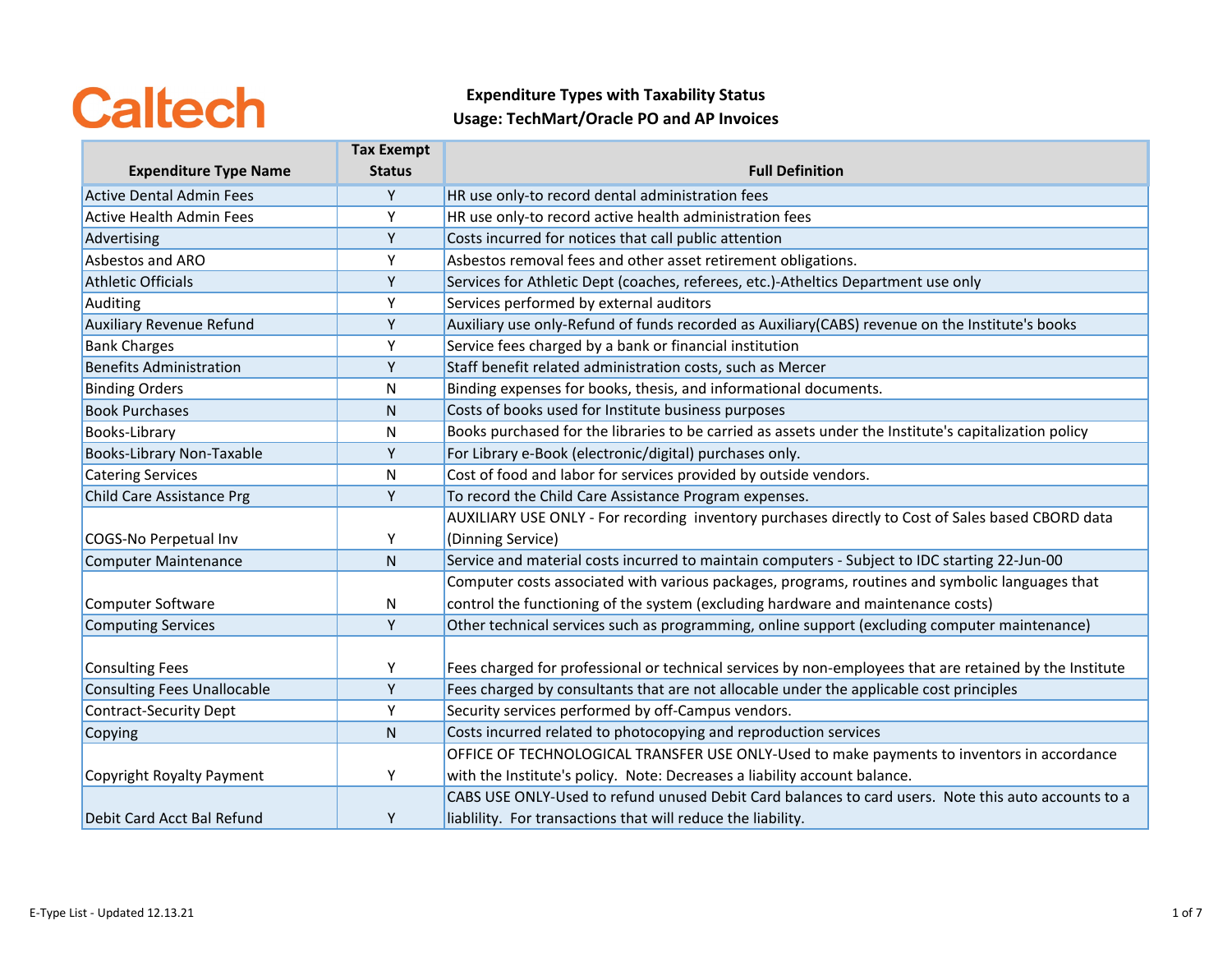Caltech

# Expenditure Types with Taxability Status
## Usage: TechMart/Oracle PO and AP Invoices

| Expenditure Type Name | Tax Exempt Status | Full Definition |
|---|---|---|
| Active Dental Admin Fees | Y | HR use only-to record dental administration fees |
| Active Health Admin Fees | Y | HR use only-to record active health administration fees |
| Advertising | Y | Costs incurred for notices that call public attention |
| Asbestos and ARO | Y | Asbestos removal fees and other asset retirement obligations. |
| Athletic Officials | Y | Services for Athletic Dept (coaches, referees, etc.)-Atheltics Department use only |
| Auditing | Y | Services performed by external auditors |
| Auxiliary Revenue Refund | Y | Auxiliary use only-Refund of funds recorded as Auxiliary(CABS) revenue on the Institute's books |
| Bank Charges | Y | Service fees charged by a bank or financial institution |
| Benefits Administration | Y | Staff benefit related administration costs, such as Mercer |
| Binding Orders | N | Binding expenses for books, thesis, and informational documents. |
| Book Purchases | N | Costs of books used for Institute business purposes |
| Books-Library | N | Books purchased for the libraries to be carried as assets under the Institute's capitalization policy |
| Books-Library Non-Taxable | Y | For Library e-Book (electronic/digital) purchases only. |
| Catering Services | N | Cost of food and labor for services provided by outside vendors. |
| Child Care Assistance Prg | Y | To record the Child Care Assistance Program expenses. |
| COGS-No Perpetual Inv | Y | AUXILIARY USE ONLY - For recording inventory purchases directly to Cost of Sales based CBORD data (Dinning Service) |
| Computer Maintenance | N | Service and material costs incurred to maintain computers - Subject to IDC starting 22-Jun-00 |
| Computer Software | N | Computer costs associated with various packages, programs, routines and symbolic languages that control the functioning of the system (excluding hardware and maintenance costs) |
| Computing Services | Y | Other technical services such as programming, online support (excluding computer maintenance) |
| Consulting Fees | Y | Fees charged for professional or technical services by non-employees that are retained by the Institute |
| Consulting Fees Unallocable | Y | Fees charged by consultants that are not allocable under the applicable cost principles |
| Contract-Security Dept | Y | Security services performed by off-Campus vendors. |
| Copying | N | Costs incurred related to photocopying and reproduction services |
| Copyright Royalty Payment | Y | OFFICE OF TECHNOLOGICAL TRANSFER USE ONLY-Used to make payments to inventors in accordance with the Institute's policy. Note: Decreases a liability account balance. |
| Debit Card Acct Bal Refund | Y | CABS USE ONLY-Used to refund unused Debit Card balances to card users. Note this auto accounts to a liablility. For transactions that will reduce the liability. |

E-Type List - Updated 12.13.21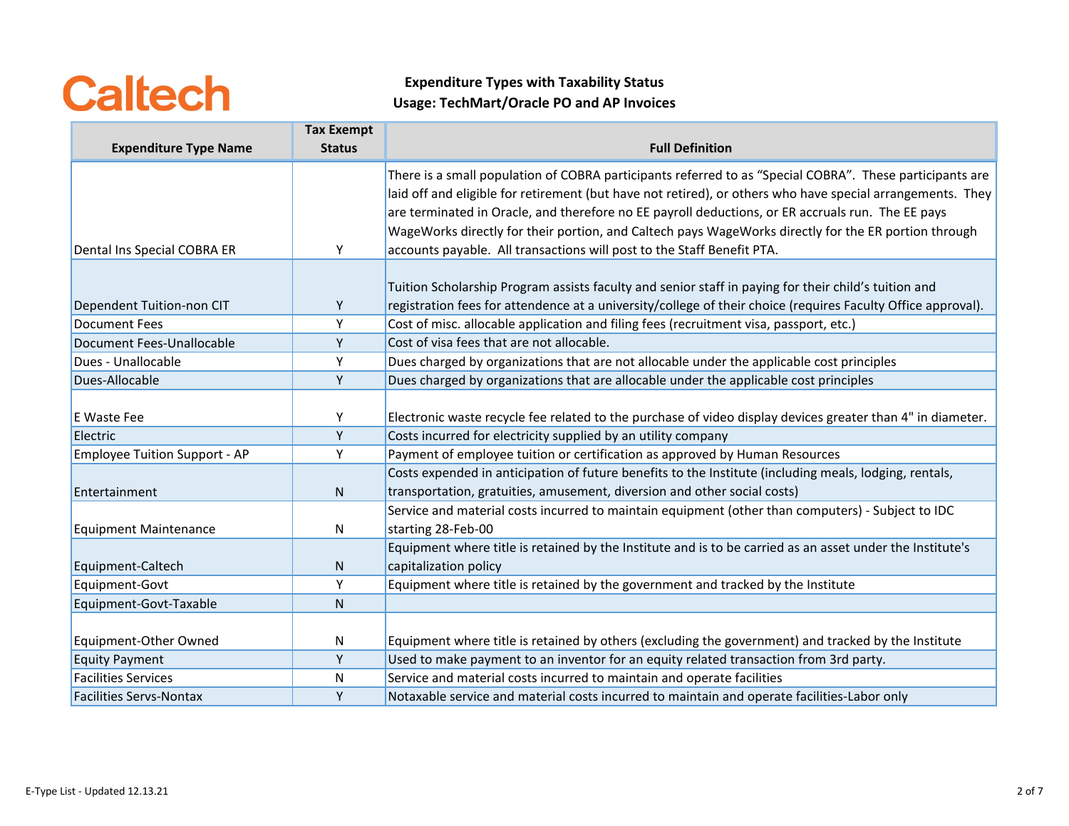Caltech

**Expenditure Types with Taxability Status**
**Usage: TechMart/Oracle PO and AP Invoices**

| Expenditure Type Name | Tax Exempt Status | Full Definition |
|---|---|---|
| Dental Ins Special COBRA ER | Y | There is a small population of COBRA participants referred to as “Special COBRA”. These participants are laid off and eligible for retirement (but have not retired), or others who have special arrangements. They are terminated in Oracle, and therefore no EE payroll deductions, or ER accruals run. The EE pays WageWorks directly for their portion, and Caltech pays WageWorks directly for the ER portion through accounts payable. All transactions will post to the Staff Benefit PTA. |
| Dependent Tuition-non CIT | Y | Tuition Scholarship Program assists faculty and senior staff in paying for their child’s tuition and registration fees for attendence at a university/college of their choice (requires Faculty Office approval). |
| Document Fees | Y | Cost of misc. allocable application and filing fees (recruitment visa, passport, etc.) |
| Document Fees-Unallocable | Y | Cost of visa fees that are not allocable. |
| Dues - Unallocable | Y | Dues charged by organizations that are not allocable under the applicable cost principles |
| Dues-Allocable | Y | Dues charged by organizations that are allocable under the applicable cost principles |
| E Waste Fee | Y | Electronic waste recycle fee related to the purchase of video display devices greater than 4" in diameter. |
| Electric | Y | Costs incurred for electricity supplied by an utility company |
| Employee Tuition Support - AP | Y | Payment of employee tuition or certification as approved by Human Resources |
| Entertainment | N | Costs expended in anticipation of future benefits to the Institute (including meals, lodging, rentals, transportation, gratuities, amusement, diversion and other social costs) |
| Equipment Maintenance | N | Service and material costs incurred to maintain equipment (other than computers) - Subject to IDC starting 28-Feb-00 |
| Equipment-Caltech | N | Equipment where title is retained by the Institute and is to be carried as an asset under the Institute's capitalization policy |
| Equipment-Govt | Y | Equipment where title is retained by the government and tracked by the Institute |
| Equipment-Govt-Taxable | N | |
| Equipment-Other Owned | N | Equipment where title is retained by others (excluding the government) and tracked by the Institute |
| Equity Payment | Y | Used to make payment to an inventor for an equity related transaction from 3rd party. |
| Facilities Services | N | Service and material costs incurred to maintain and operate facilities |
| Facilities Servs-Nontax | Y | Notaxable service and material costs incurred to maintain and operate facilities-Labor only |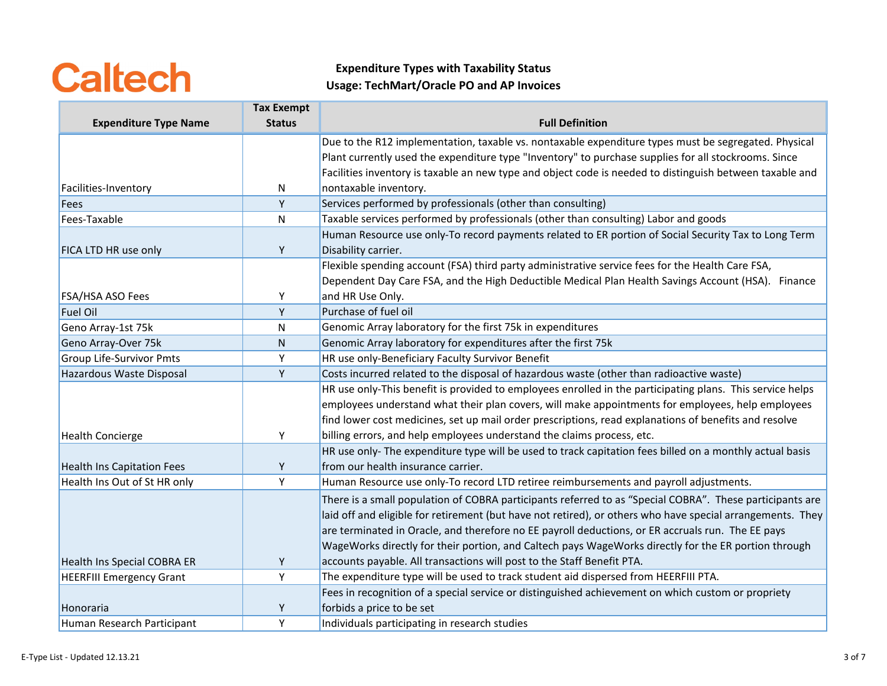Caltech

**Expenditure Types with Taxability Status**
**Usage: TechMart/Oracle PO and AP Invoices**

| Expenditure Type Name | Tax Exempt Status | Full Definition |
|---|---|---|
| Facilities-Inventory | N | Due to the R12 implementation, taxable vs. nontaxable expenditure types must be segregated. Physical Plant currently used the expenditure type "Inventory" to purchase supplies for all stockrooms. Since Facilities inventory is taxable an new type and object code is needed to distinguish between taxable and nontaxable inventory. |
| Fees | Y | Services performed by professionals (other than consulting) |
| Fees-Taxable | N | Taxable services performed by professionals (other than consulting) Labor and goods |
| FICA LTD HR use only | Y | Human Resource use only-To record payments related to ER portion of Social Security Tax to Long Term Disability carrier. |
| FSA/HSA ASO Fees | Y | Flexible spending account (FSA) third party administrative service fees for the Health Care FSA, Dependent Day Care FSA, and the High Deductible Medical Plan Health Savings Account (HSA). Finance and HR Use Only. |
| Fuel Oil | Y | Purchase of fuel oil |
| Geno Array-1st 75k | N | Genomic Array laboratory for the first 75k in expenditures |
| Geno Array-Over 75k | N | Genomic Array laboratory for expenditures after the first 75k |
| Group Life-Survivor Pmts | Y | HR use only-Beneficiary Faculty Survivor Benefit |
| Hazardous Waste Disposal | Y | Costs incurred related to the disposal of hazardous waste (other than radioactive waste) |
| Health Concierge | Y | HR use only-This benefit is provided to employees enrolled in the participating plans. This service helps employees understand what their plan covers, will make appointments for employees, help employees find lower cost medicines, set up mail order prescriptions, read explanations of benefits and resolve billing errors, and help employees understand the claims process, etc. |
| Health Ins Capitation Fees | Y | HR use only- The expenditure type will be used to track capitation fees billed on a monthly actual basis from our health insurance carrier. |
| Health Ins Out of St HR only | Y | Human Resource use only-To record LTD retiree reimbursements and payroll adjustments. |
| Health Ins Special COBRA ER | Y | There is a small population of COBRA participants referred to as "Special COBRA". These participants are laid off and eligible for retirement (but have not retired), or others who have special arrangements. They are terminated in Oracle, and therefore no EE payroll deductions, or ER accruals run. The EE pays WageWorks directly for their portion, and Caltech pays WageWorks directly for the ER portion through accounts payable. All transactions will post to the Staff Benefit PTA. |
| HEERFIII Emergency Grant | Y | The expenditure type will be used to track student aid dispersed from HEERFIII PTA. |
| Honoraria | Y | Fees in recognition of a special service or distinguished achievement on which custom or propriety forbids a price to be set |
| Human Research Participant | Y | Individuals participating in research studies |

E-Type List - Updated 12.13.21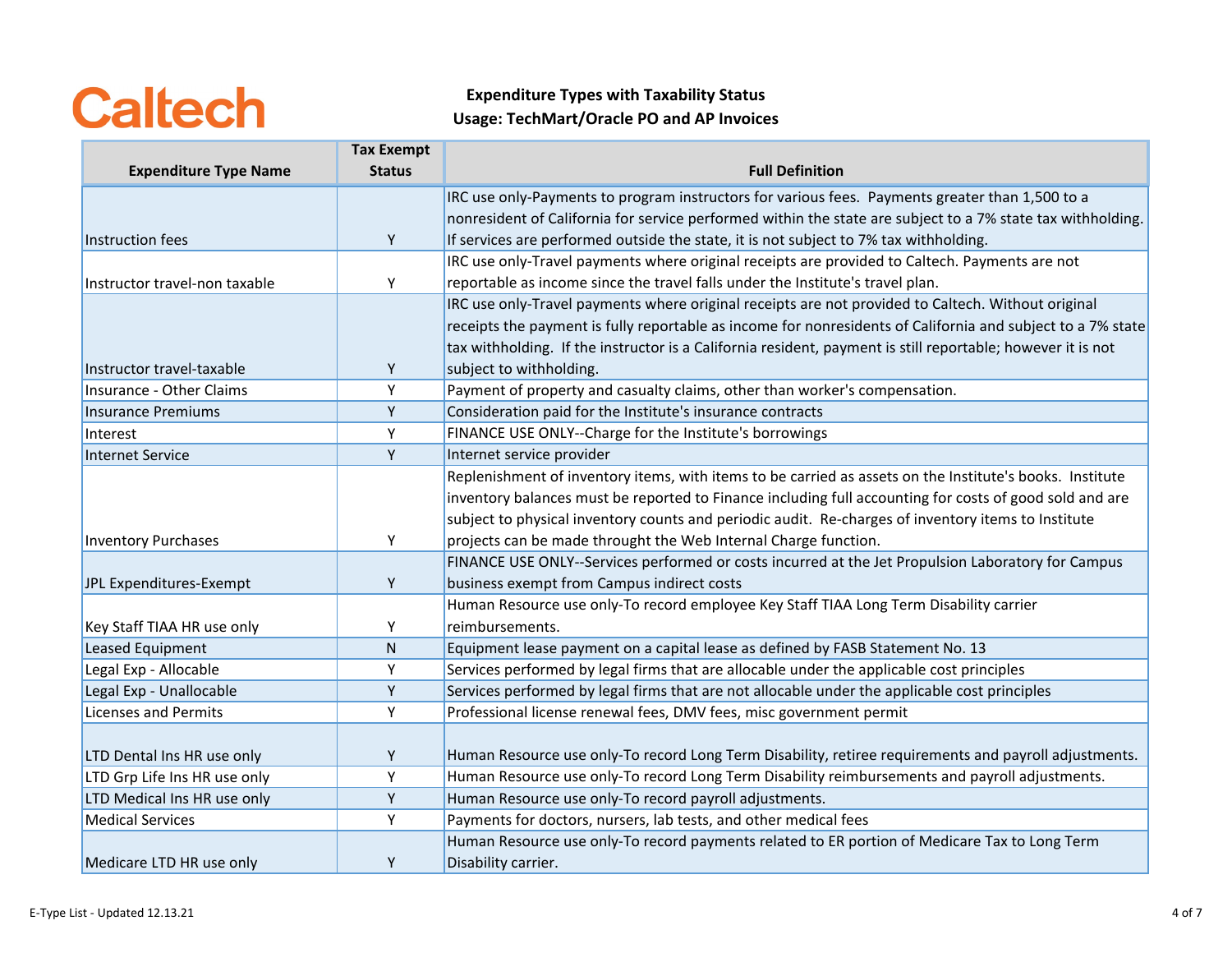Caltech

**Expenditure Types with Taxability Status**
**Usage: TechMart/Oracle PO and AP Invoices**

| Expenditure Type Name | Tax Exempt Status | Full Definition |
|---|---|---|
| Instruction fees | Y | IRC use only-Payments to program instructors for various fees. Payments greater than 1,500 to a nonresident of California for service performed within the state are subject to a 7% state tax withholding. If services are performed outside the state, it is not subject to 7% tax withholding. |
| Instructor travel-non taxable | Y | IRC use only-Travel payments where original receipts are provided to Caltech. Payments are not reportable as income since the travel falls under the Institute's travel plan. |
| Instructor travel-taxable | Y | IRC use only-Travel payments where original receipts are not provided to Caltech. Without original receipts the payment is fully reportable as income for nonresidents of California and subject to a 7% state tax withholding. If the instructor is a California resident, payment is still reportable; however it is not subject to withholding. |
| Insurance - Other Claims | Y | Payment of property and casualty claims, other than worker's compensation. |
| Insurance Premiums | Y | Consideration paid for the Institute's insurance contracts |
| Interest | Y | FINANCE USE ONLY--Charge for the Institute's borrowings |
| Internet Service | Y | Internet service provider |
| Inventory Purchases | Y | Replenishment of inventory items, with items to be carried as assets on the Institute's books. Institute inventory balances must be reported to Finance including full accounting for costs of good sold and are subject to physical inventory counts and periodic audit. Re-charges of inventory items to Institute projects can be made throught the Web Internal Charge function. |
| JPL Expenditures-Exempt | Y | FINANCE USE ONLY--Services performed or costs incurred at the Jet Propulsion Laboratory for Campus business exempt from Campus indirect costs |
| Key Staff TIAA HR use only | Y | Human Resource use only-To record employee Key Staff TIAA Long Term Disability carrier reimbursements. |
| Leased Equipment | N | Equipment lease payment on a capital lease as defined by FASB Statement No. 13 |
| Legal Exp - Allocable | Y | Services performed by legal firms that are allocable under the applicable cost principles |
| Legal Exp - Unallocable | Y | Services performed by legal firms that are not allocable under the applicable cost principles |
| Licenses and Permits | Y | Professional license renewal fees, DMV fees, misc government permit |
| LTD Dental Ins HR use only | Y | Human Resource use only-To record Long Term Disability, retiree requirements and payroll adjustments. |
| LTD Grp Life Ins HR use only | Y | Human Resource use only-To record Long Term Disability reimbursements and payroll adjustments. |
| LTD Medical Ins HR use only | Y | Human Resource use only-To record payroll adjustments. |
| Medical Services | Y | Payments for doctors, nursers, lab tests, and other medical fees |
| Medicare LTD HR use only | Y | Human Resource use only-To record payments related to ER portion of Medicare Tax to Long Term Disability carrier. |

E-Type List - Updated 12.13.21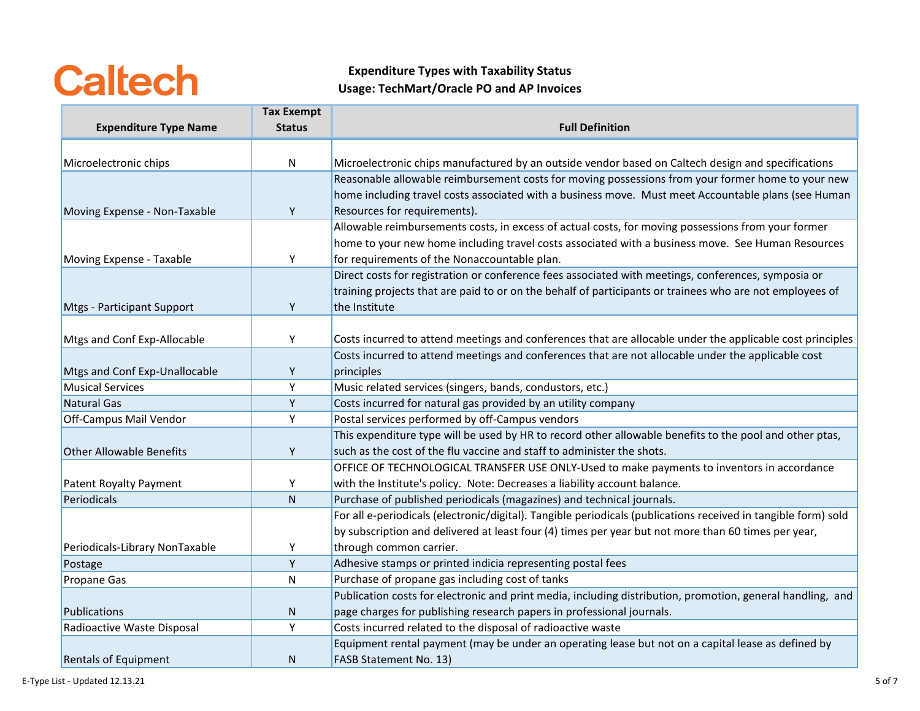**Caltech**

**Expenditure Types with Taxability Status**
**Usage: TechMart/Oracle PO and AP Invoices**

| Expenditure Type Name | Tax Exempt Status | Full Definition |
|---|---|---|
| Microelectronic chips | N | Microelectronic chips manufactured by an outside vendor based on Caltech design and specifications |
| Moving Expense - Non-Taxable | Y | Reasonable allowable reimbursement costs for moving possessions from your former home to your new home including travel costs associated with a business move. Must meet Accountable plans (see Human Resources for requirements). |
| Moving Expense - Taxable | Y | Allowable reimbursements costs, in excess of actual costs, for moving possessions from your former home to your new home including travel costs associated with a business move. See Human Resources for requirements of the Nonaccountable plan. |
| Mtgs - Participant Support | Y | Direct costs for registration or conference fees associated with meetings, conferences, symposia or training projects that are paid to or on the behalf of participants or trainees who are not employees of the Institute |
| Mtgs and Conf Exp-Allocable | Y | Costs incurred to attend meetings and conferences that are allocable under the applicable cost principles |
| Mtgs and Conf Exp-Unallocable | Y | Costs incurred to attend meetings and conferences that are not allocable under the applicable cost principles |
| Musical Services | Y | Music related services (singers, bands, condustors, etc.) |
| Natural Gas | Y | Costs incurred for natural gas provided by an utility company |
| Off-Campus Mail Vendor | Y | Postal services performed by off-Campus vendors |
| Other Allowable Benefits | Y | This expenditure type will be used by HR to record other allowable benefits to the pool and other ptas, such as the cost of the flu vaccine and staff to administer the shots. |
| Patent Royalty Payment | Y | OFFICE OF TECHNOLOGICAL TRANSFER USE ONLY-Used to make payments to inventors in accordance with the Institute's policy. Note: Decreases a liability account balance. |
| Periodicals | N | Purchase of published periodicals (magazines) and technical journals. |
| Periodicals-Library NonTaxable | Y | For all e-periodicals (electronic/digital). Tangible periodicals (publications received in tangible form) sold by subscription and delivered at least four (4) times per year but not more than 60 times per year, through common carrier. |
| Postage | Y | Adhesive stamps or printed indicia representing postal fees |
| Propane Gas | N | Purchase of propane gas including cost of tanks |
| Publications | N | Publication costs for electronic and print media, including distribution, promotion, general handling, and page charges for publishing research papers in professional journals. |
| Radioactive Waste Disposal | Y | Costs incurred related to the disposal of radioactive waste |
| Rentals of Equipment | N | Equipment rental payment (may be under an operating lease but not on a capital lease as defined by FASB Statement No. 13) |

E-Type List - Updated 12.13.21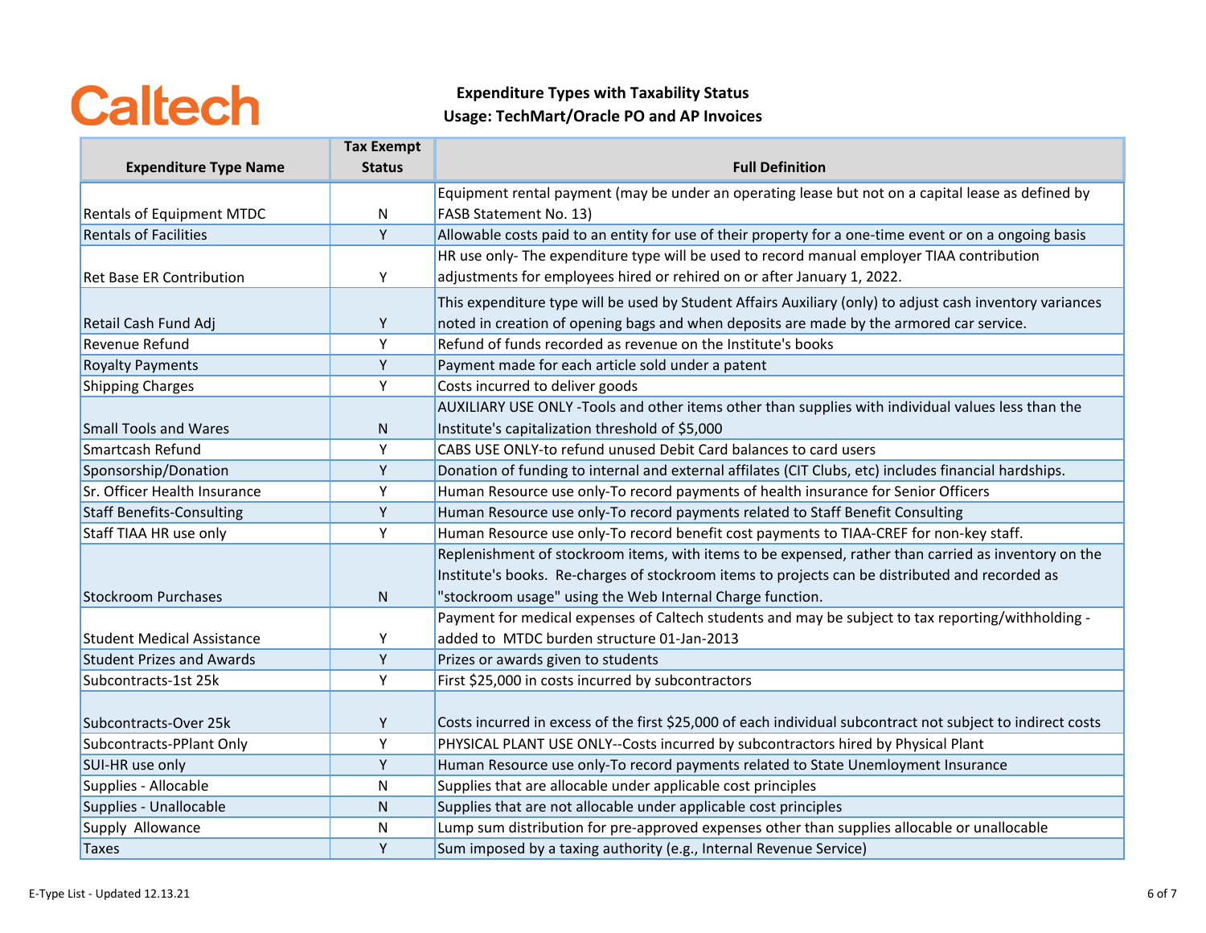Caltech

**Expenditure Types with Taxability Status**
**Usage: TechMart/Oracle PO and AP Invoices**

| Expenditure Type Name | Tax Exempt Status | Full Definition |
|---|---|---|
| Rentals of Equipment MTDC | N | Equipment rental payment (may be under an operating lease but not on a capital lease as defined by FASB Statement No. 13) |
| Rentals of Facilities | Y | Allowable costs paid to an entity for use of their property for a one-time event or on a ongoing basis |
| Ret Base ER Contribution | Y | HR use only- The expenditure type will be used to record manual employer TIAA contribution adjustments for employees hired or rehired on or after January 1, 2022. |
| Retail Cash Fund Adj | Y | This expenditure type will be used by Student Affairs Auxiliary (only) to adjust cash inventory variances noted in creation of opening bags and when deposits are made by the armored car service. |
| Revenue Refund | Y | Refund of funds recorded as revenue on the Institute's books |
| Royalty Payments | Y | Payment made for each article sold under a patent |
| Shipping Charges | Y | Costs incurred to deliver goods |
| Small Tools and Wares | N | AUXILIARY USE ONLY -Tools and other items other than supplies with individual values less than the Institute's capitalization threshold of $5,000 |
| Smartcash Refund | Y | CABS USE ONLY-to refund unused Debit Card balances to card users |
| Sponsorship/Donation | Y | Donation of funding to internal and external affilates (CIT Clubs, etc) includes financial hardships. |
| Sr. Officer Health Insurance | Y | Human Resource use only-To record payments of health insurance for Senior Officers |
| Staff Benefits-Consulting | Y | Human Resource use only-To record payments related to Staff Benefit Consulting |
| Staff TIAA HR use only | Y | Human Resource use only-To record benefit cost payments to TIAA-CREF for non-key staff. |
| Stockroom Purchases | N | Replenishment of stockroom items, with items to be expensed, rather than carried as inventory on the Institute's books. Re-charges of stockroom items to projects can be distributed and recorded as "stockroom usage" using the Web Internal Charge function. |
| Student Medical Assistance | Y | Payment for medical expenses of Caltech students and may be subject to tax reporting/withholding - added to MTDC burden structure 01-Jan-2013 |
| Student Prizes and Awards | Y | Prizes or awards given to students |
| Subcontracts-1st 25k | Y | First $25,000 in costs incurred by subcontractors |
| Subcontracts-Over 25k | Y | Costs incurred in excess of the first $25,000 of each individual subcontract not subject to indirect costs |
| Subcontracts-PPlant Only | Y | PHYSICAL PLANT USE ONLY--Costs incurred by subcontractors hired by Physical Plant |
| SUI-HR use only | Y | Human Resource use only-To record payments related to State Unemloyment Insurance |
| Supplies - Allocable | N | Supplies that are allocable under applicable cost principles |
| Supplies - Unallocable | N | Supplies that are not allocable under applicable cost principles |
| Supply Allowance | N | Lump sum distribution for pre-approved expenses other than supplies allocable or unallocable |
| Taxes | Y | Sum imposed by a taxing authority (e.g., Internal Revenue Service) |

E-Type List - Updated 12.13.21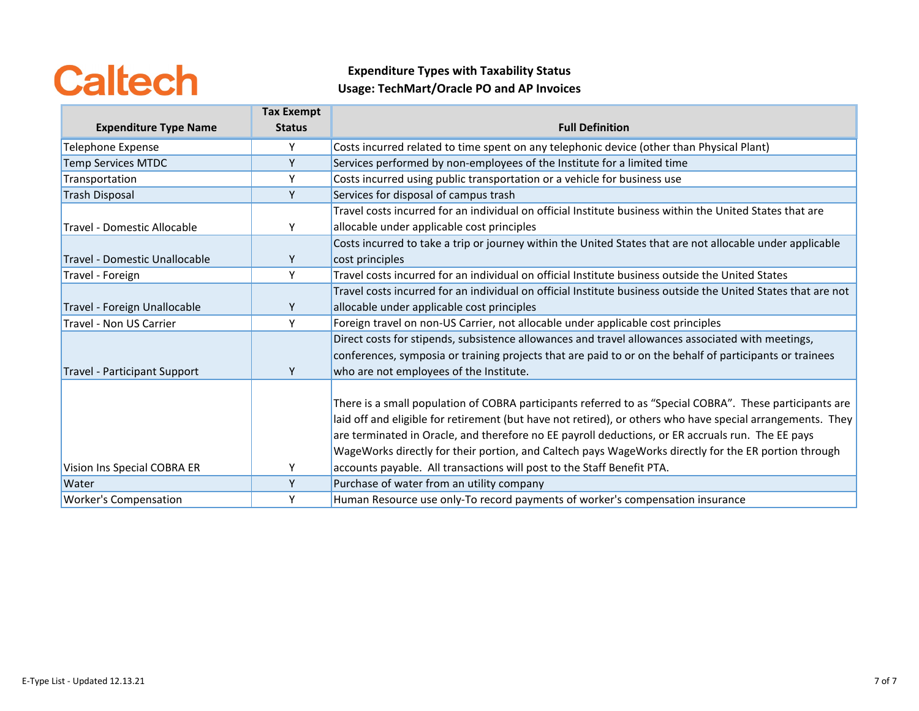Caltech

**Expenditure Types with Taxability Status**
**Usage: TechMart/Oracle PO and AP Invoices**

| Expenditure Type Name | Tax Exempt Status | Full Definition |
|---|---|---|
| Telephone Expense | Y | Costs incurred related to time spent on any telephonic device (other than Physical Plant) |
| Temp Services MTDC | Y | Services performed by non-employees of the Institute for a limited time |
| Transportation | Y | Costs incurred using public transportation or a vehicle for business use |
| Trash Disposal | Y | Services for disposal of campus trash |
| Travel - Domestic Allocable | Y | Travel costs incurred for an individual on official Institute business within the United States that are allocable under applicable cost principles |
| Travel - Domestic Unallocable | Y | Costs incurred to take a trip or journey within the United States that are not allocable under applicable cost principles |
| Travel - Foreign | Y | Travel costs incurred for an individual on official Institute business outside the United States |
| Travel - Foreign Unallocable | Y | Travel costs incurred for an individual on official Institute business outside the United States that are not allocable under applicable cost principles |
| Travel - Non US Carrier | Y | Foreign travel on non-US Carrier, not allocable under applicable cost principles |
| Travel - Participant Support | Y | Direct costs for stipends, subsistence allowances and travel allowances associated with meetings, conferences, symposia or training projects that are paid to or on the behalf of participants or trainees who are not employees of the Institute. |
| Vision Ins Special COBRA ER | Y | There is a small population of COBRA participants referred to as "Special COBRA". These participants are laid off and eligible for retirement (but have not retired), or others who have special arrangements. They are terminated in Oracle, and therefore no EE payroll deductions, or ER accruals run. The EE pays WageWorks directly for their portion, and Caltech pays WageWorks directly for the ER portion through accounts payable. All transactions will post to the Staff Benefit PTA. |
| Water | Y | Purchase of water from an utility company |
| Worker's Compensation | Y | Human Resource use only-To record payments of worker's compensation insurance |

E-Type List - Updated 12.13.21